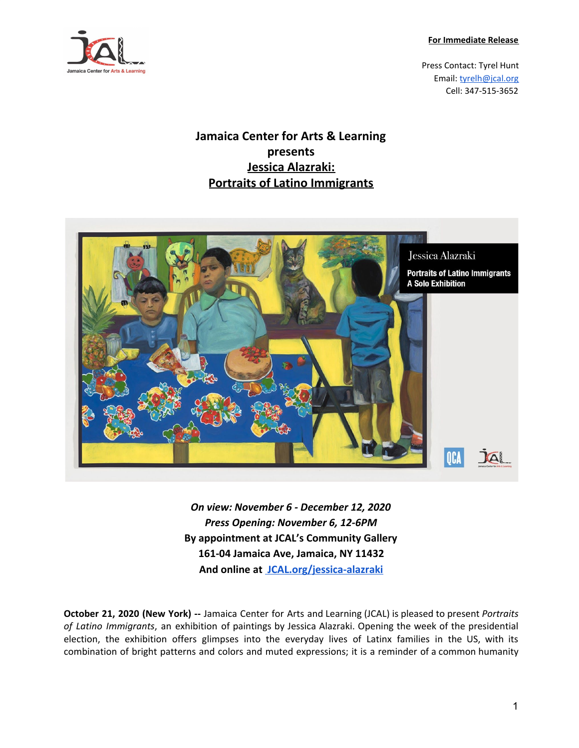**For Immediate Release**

Press Contact: Tyrel Hunt
Email: tyrelh@jcal.org
Cell: 347-515-3652

# Jamaica Center for Arts & Learning presents Jessica Alazraki: Portraits of Latino Immigrants

*On view: November 6 - December 12, 2020*
*Press Opening: November 6, 12-6PM*
**By appointment at JCAL's Community Gallery**
**161-04 Jamaica Ave, Jamaica, NY 11432**
**And online at JCAL.org/jessica-alazraki**

**October 21, 2020 (New York) --** Jamaica Center for Arts and Learning (JCAL) is pleased to present *Portraits of Latino Immigrants*, an exhibition of paintings by Jessica Alazraki. Opening the week of the presidential election, the exhibition offers glimpses into the everyday lives of Latinx families in the US, with its combination of bright patterns and colors and muted expressions; it is a reminder of a common humanity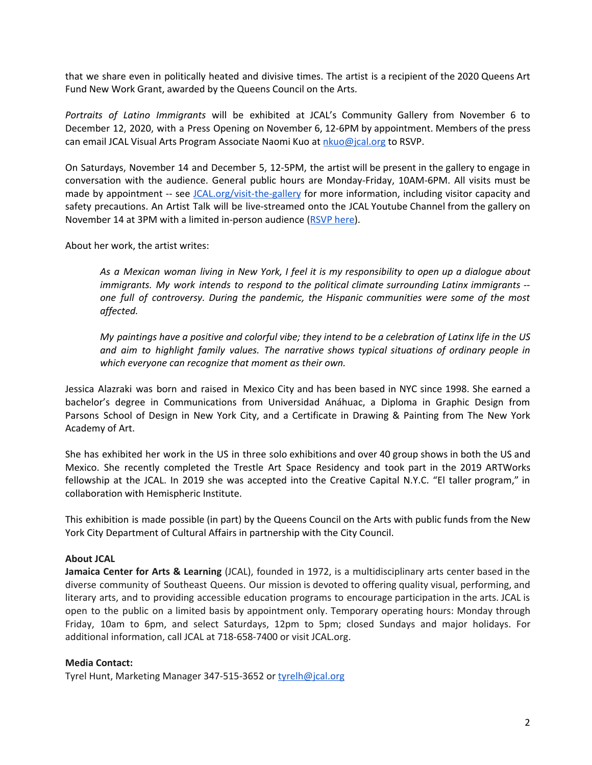that we share even in politically heated and divisive times. The artist is a recipient of the 2020 Queens Art Fund New Work Grant, awarded by the Queens Council on the Arts.

*Portraits of Latino Immigrants* will be exhibited at JCAL's Community Gallery from November 6 to December 12, 2020, with a Press Opening on November 6, 12-6PM by appointment. Members of the press can email JCAL Visual Arts Program Associate Naomi Kuo at [nkuo@jcal.org](mailto:nkuo@jcal.org) to RSVP.

On Saturdays, November 14 and December 5, 12-5PM, the artist will be present in the gallery to engage in conversation with the audience. General public hours are Monday-Friday, 10AM-6PM. All visits must be made by appointment -- see [JCAL.org/visit-the-gallery](JCAL.org/visit-the-gallery) for more information, including visitor capacity and safety precautions. An Artist Talk will be live-streamed onto the JCAL Youtube Channel from the gallery on November 14 at 3PM with a limited in-person audience ([RSVP here]()).

About her work, the artist writes:

> *As a Mexican woman living in New York, I feel it is my responsibility to open up a dialogue about immigrants. My work intends to respond to the political climate surrounding Latinx immigrants -- one full of controversy. During the pandemic, the Hispanic communities were some of the most affected.*
>
> *My paintings have a positive and colorful vibe; they intend to be a celebration of Latinx life in the US and aim to highlight family values. The narrative shows typical situations of ordinary people in which everyone can recognize that moment as their own.*

Jessica Alazraki was born and raised in Mexico City and has been based in NYC since 1998. She earned a bachelor's degree in Communications from Universidad Anáhuac, a Diploma in Graphic Design from Parsons School of Design in New York City, and a Certificate in Drawing & Painting from The New York Academy of Art.

She has exhibited her work in the US in three solo exhibitions and over 40 group shows in both the US and Mexico. She recently completed the Trestle Art Space Residency and took part in the 2019 ARTWorks fellowship at the JCAL. In 2019 she was accepted into the Creative Capital N.Y.C. "El taller program," in collaboration with Hemispheric Institute.

This exhibition is made possible (in part) by the Queens Council on the Arts with public funds from the New York City Department of Cultural Affairs in partnership with the City Council.

**About JCAL**

**Jamaica Center for Arts & Learning** (JCAL), founded in 1972, is a multidisciplinary arts center based in the diverse community of Southeast Queens. Our mission is devoted to offering quality visual, performing, and literary arts, and to providing accessible education programs to encourage participation in the arts. JCAL is open to the public on a limited basis by appointment only. Temporary operating hours: Monday through Friday, 10am to 6pm, and select Saturdays, 12pm to 5pm; closed Sundays and major holidays. For additional information, call JCAL at 718-658-7400 or visit JCAL.org.

**Media Contact:**

Tyrel Hunt, Marketing Manager 347-515-3652 or [tyrelh@jcal.org](mailto:tyrelh@jcal.org)